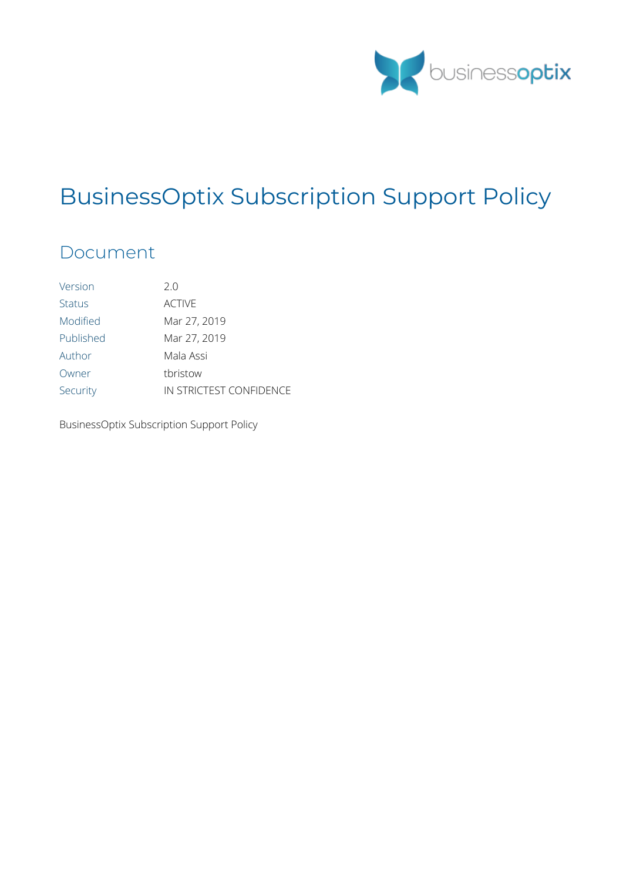# BusinessOptix Subscription Support Policy

## Document

| | |
|---|---|
| Version | 2.0 |
| Status | ACTIVE |
| Modified | Mar 27, 2019 |
| Published | Mar 27, 2019 |
| Author | Mala Assi |
| Owner | tbristow |
| Security | IN STRICTEST CONFIDENCE |

BusinessOptix Subscription Support Policy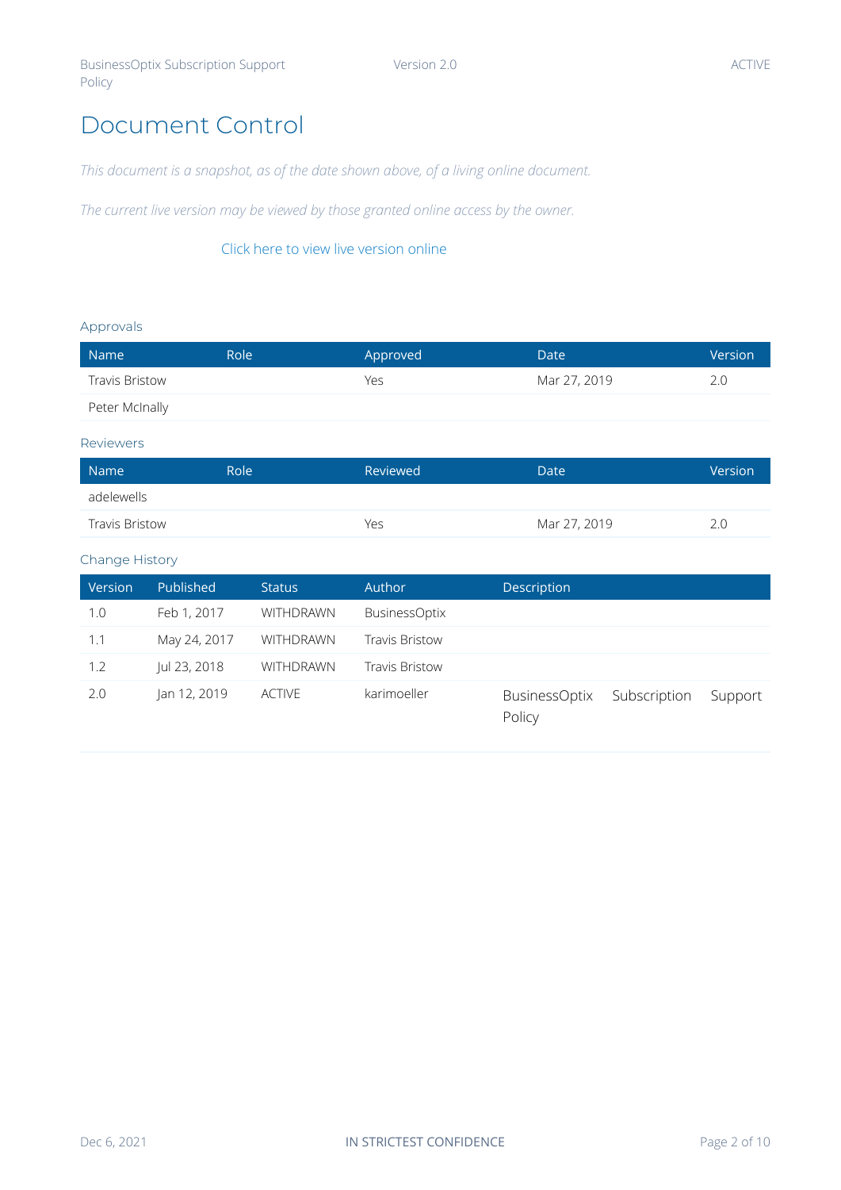# Document Control

*This document is a snapshot, as of the date shown above, of a living online document.*

*The current live version may be viewed by those granted online access by the owner.*

Click here to view live version online

### Approvals

| Name | Role | Approved | Date | Version |
|---|---|---|---|---|
| Travis Bristow | | Yes | Mar 27, 2019 | 2.0 |
| Peter McInally | | | | |

### Reviewers

| Name | Role | Reviewed | Date | Version |
|---|---|---|---|---|
| adelewells | | | | |
| Travis Bristow | | Yes | Mar 27, 2019 | 2.0 |

### Change History

| Version | Published | Status | Author | Description |
|---|---|---|---|---|
| 1.0 | Feb 1, 2017 | WITHDRAWN | BusinessOptix | |
| 1.1 | May 24, 2017 | WITHDRAWN | Travis Bristow | |
| 1.2 | Jul 23, 2018 | WITHDRAWN | Travis Bristow | |
| 2.0 | Jan 12, 2019 | ACTIVE | karimoeller | BusinessOptix Subscription Support Policy |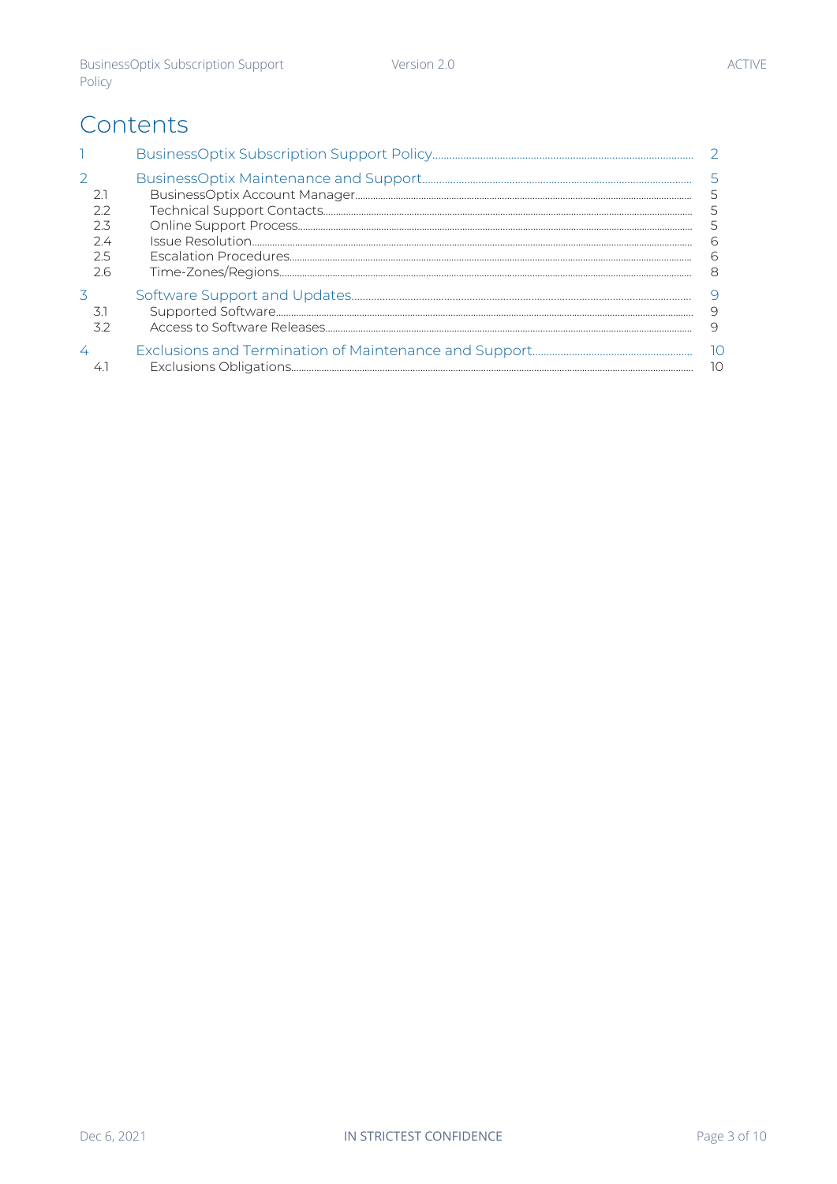# Contents

| | | |
|---|---|---|
| 1 | BusinessOptix Subscription Support Policy | 2 |
| 2 | BusinessOptix Maintenance and Support | 5 |
| 2.1 | BusinessOptix Account Manager | 5 |
| 2.2 | Technical Support Contacts | 5 |
| 2.3 | Online Support Process | 5 |
| 2.4 | Issue Resolution | 6 |
| 2.5 | Escalation Procedures | 6 |
| 2.6 | Time-Zones/Regions | 8 |
| 3 | Software Support and Updates | 9 |
| 3.1 | Supported Software | 9 |
| 3.2 | Access to Software Releases | 9 |
| 4 | Exclusions and Termination of Maintenance and Support | 10 |
| 4.1 | Exclusions Obligations | 10 |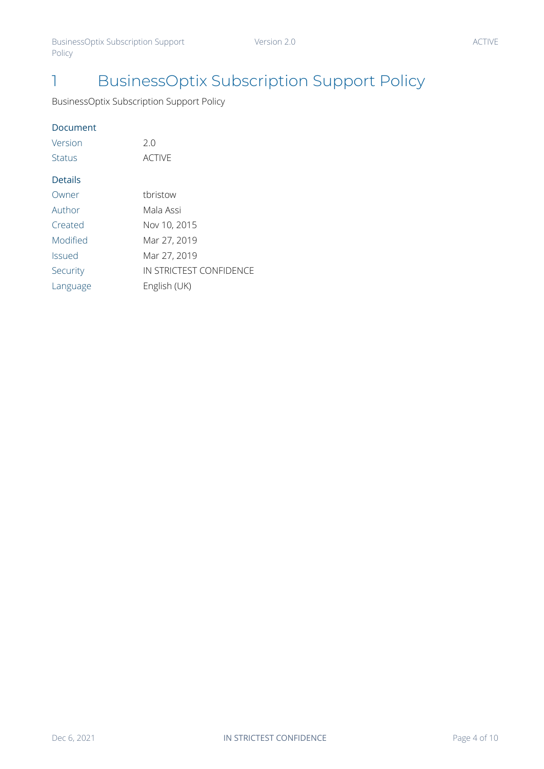# 1 BusinessOptix Subscription Support Policy

BusinessOptix Subscription Support Policy

**Document**

| | |
|---|---|
| Version | 2.0 |
| Status | ACTIVE |

**Details**

| | |
|---|---|
| Owner | tbristow |
| Author | Mala Assi |
| Created | Nov 10, 2015 |
| Modified | Mar 27, 2019 |
| Issued | Mar 27, 2019 |
| Security | IN STRICTEST CONFIDENCE |
| Language | English (UK) |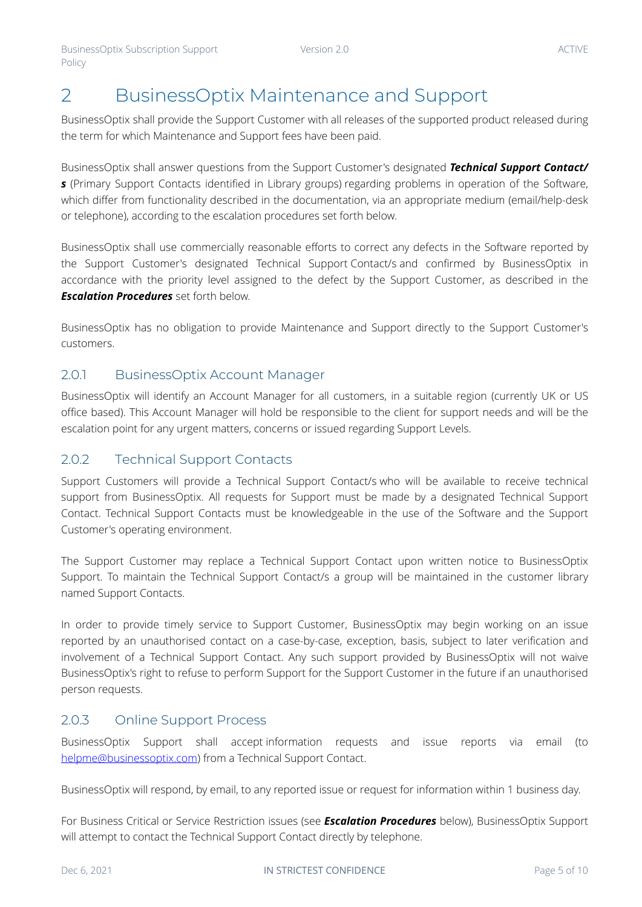# 2 BusinessOptix Maintenance and Support

BusinessOptix shall provide the Support Customer with all releases of the supported product released during the term for which Maintenance and Support fees have been paid.

BusinessOptix shall answer questions from the Support Customer's designated ***Technical Support Contact/s*** (Primary Support Contacts identified in Library groups) regarding problems in operation of the Software, which differ from functionality described in the documentation, via an appropriate medium (email/help-desk or telephone), according to the escalation procedures set forth below.

BusinessOptix shall use commercially reasonable efforts to correct any defects in the Software reported by the Support Customer's designated Technical Support Contact/s and confirmed by BusinessOptix in accordance with the priority level assigned to the defect by the Support Customer, as described in the ***Escalation Procedures*** set forth below.

BusinessOptix has no obligation to provide Maintenance and Support directly to the Support Customer's customers.

## 2.0.1 BusinessOptix Account Manager

BusinessOptix will identify an Account Manager for all customers, in a suitable region (currently UK or US office based). This Account Manager will hold be responsible to the client for support needs and will be the escalation point for any urgent matters, concerns or issued regarding Support Levels.

## 2.0.2 Technical Support Contacts

Support Customers will provide a Technical Support Contact/s who will be available to receive technical support from BusinessOptix. All requests for Support must be made by a designated Technical Support Contact. Technical Support Contacts must be knowledgeable in the use of the Software and the Support Customer's operating environment.

The Support Customer may replace a Technical Support Contact upon written notice to BusinessOptix Support. To maintain the Technical Support Contact/s a group will be maintained in the customer library named Support Contacts.

In order to provide timely service to Support Customer, BusinessOptix may begin working on an issue reported by an unauthorised contact on a case-by-case, exception, basis, subject to later verification and involvement of a Technical Support Contact. Any such support provided by BusinessOptix will not waive BusinessOptix's right to refuse to perform Support for the Support Customer in the future if an unauthorised person requests.

## 2.0.3 Online Support Process

BusinessOptix Support shall accept information requests and issue reports via email (to helpme@businessoptix.com) from a Technical Support Contact.

BusinessOptix will respond, by email, to any reported issue or request for information within 1 business day.

For Business Critical or Service Restriction issues (see ***Escalation Procedures*** below), BusinessOptix Support will attempt to contact the Technical Support Contact directly by telephone.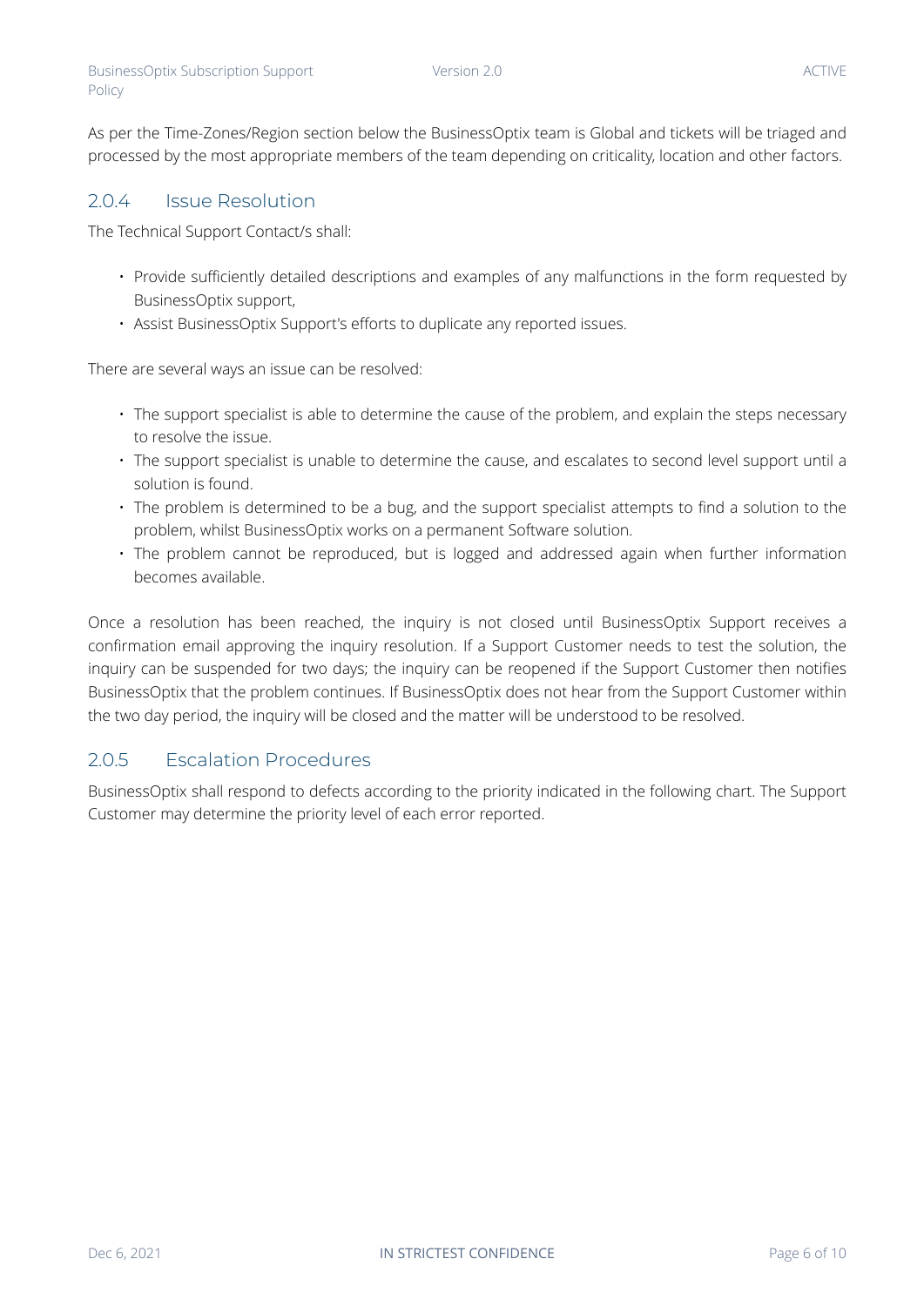As per the Time-Zones/Region section below the BusinessOptix team is Global and tickets will be triaged and processed by the most appropriate members of the team depending on criticality, location and other factors.

### 2.0.4 Issue Resolution

The Technical Support Contact/s shall:

- Provide sufficiently detailed descriptions and examples of any malfunctions in the form requested by BusinessOptix support,
- Assist BusinessOptix Support's efforts to duplicate any reported issues.

There are several ways an issue can be resolved:

- The support specialist is able to determine the cause of the problem, and explain the steps necessary to resolve the issue.
- The support specialist is unable to determine the cause, and escalates to second level support until a solution is found.
- The problem is determined to be a bug, and the support specialist attempts to find a solution to the problem, whilst BusinessOptix works on a permanent Software solution.
- The problem cannot be reproduced, but is logged and addressed again when further information becomes available.

Once a resolution has been reached, the inquiry is not closed until BusinessOptix Support receives a confirmation email approving the inquiry resolution. If a Support Customer needs to test the solution, the inquiry can be suspended for two days; the inquiry can be reopened if the Support Customer then notifies BusinessOptix that the problem continues. If BusinessOptix does not hear from the Support Customer within the two day period, the inquiry will be closed and the matter will be understood to be resolved.

### 2.0.5 Escalation Procedures

BusinessOptix shall respond to defects according to the priority indicated in the following chart. The Support Customer may determine the priority level of each error reported.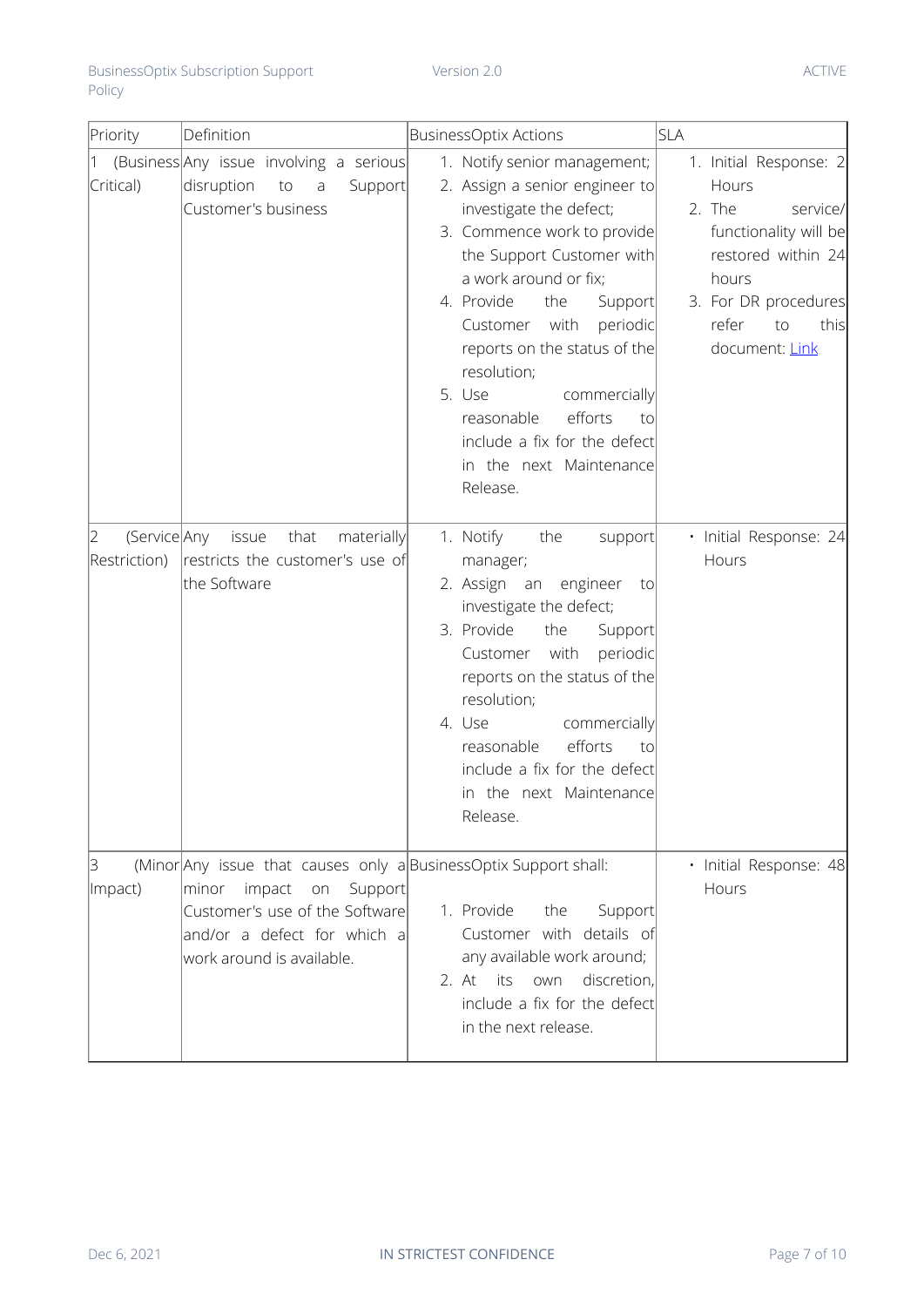| Priority | Definition | BusinessOptix Actions | SLA |
|---|---|---|---|
| 1 (Business Critical) | Any issue involving a serious disruption to a Support Customer's business | 1. Notify senior management;<br>2. Assign a senior engineer to investigate the defect;<br>3. Commence work to provide the Support Customer with a work around or fix;<br>4. Provide the Support Customer with periodic reports on the status of the resolution;<br>5. Use commercially reasonable efforts to include a fix for the defect in the next Maintenance Release. | 1. Initial Response: 2 Hours<br>2. The service/ functionality will be restored within 24 hours<br>3. For DR procedures refer to this document: Link |
| 2 (Service Restriction) | Any issue that materially restricts the customer's use of the Software | 1. Notify the support manager;<br>2. Assign an engineer to investigate the defect;<br>3. Provide the Support Customer with periodic reports on the status of the resolution;<br>4. Use commercially reasonable efforts to include a fix for the defect in the next Maintenance Release. | • Initial Response: 24 Hours |
| 3 (Minor Impact) | Any issue that causes only a minor impact on Support Customer's use of the Software and/or a defect for which a work around is available. | BusinessOptix Support shall:<br>1. Provide the Support Customer with details of any available work around;<br>2. At its own discretion, include a fix for the defect in the next release. | • Initial Response: 48 Hours |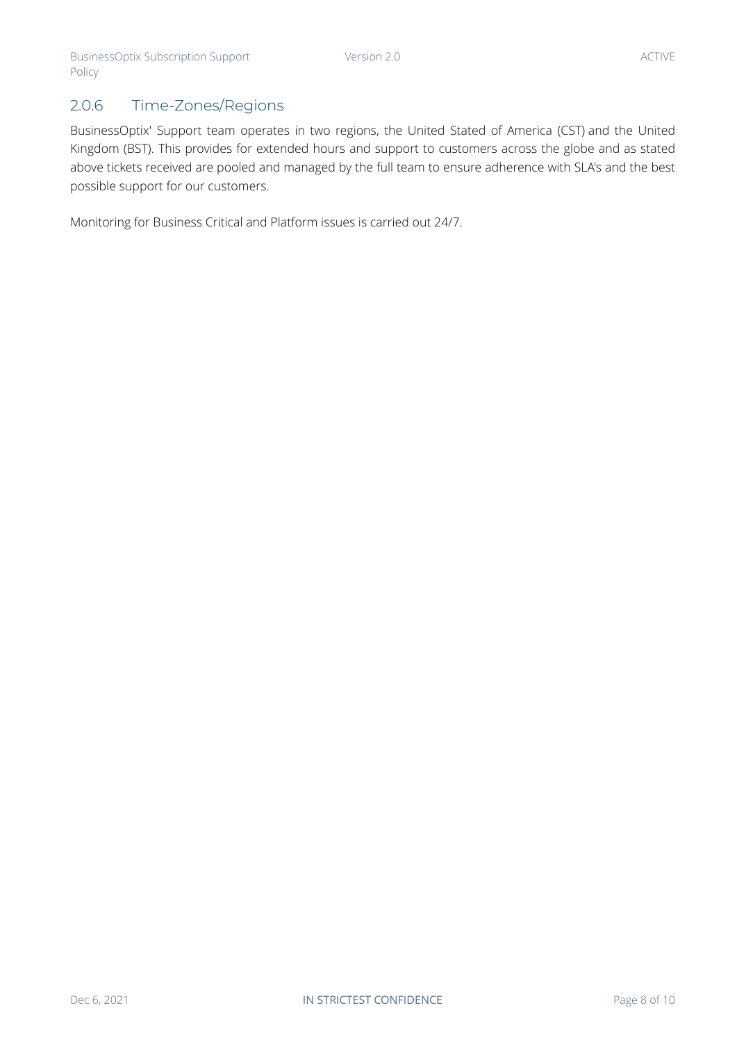### 2.0.6 Time-Zones/Regions

BusinessOptix' Support team operates in two regions, the United Stated of America (CST) and the United Kingdom (BST). This provides for extended hours and support to customers across the globe and as stated above tickets received are pooled and managed by the full team to ensure adherence with SLA's and the best possible support for our customers.

Monitoring for Business Critical and Platform issues is carried out 24/7.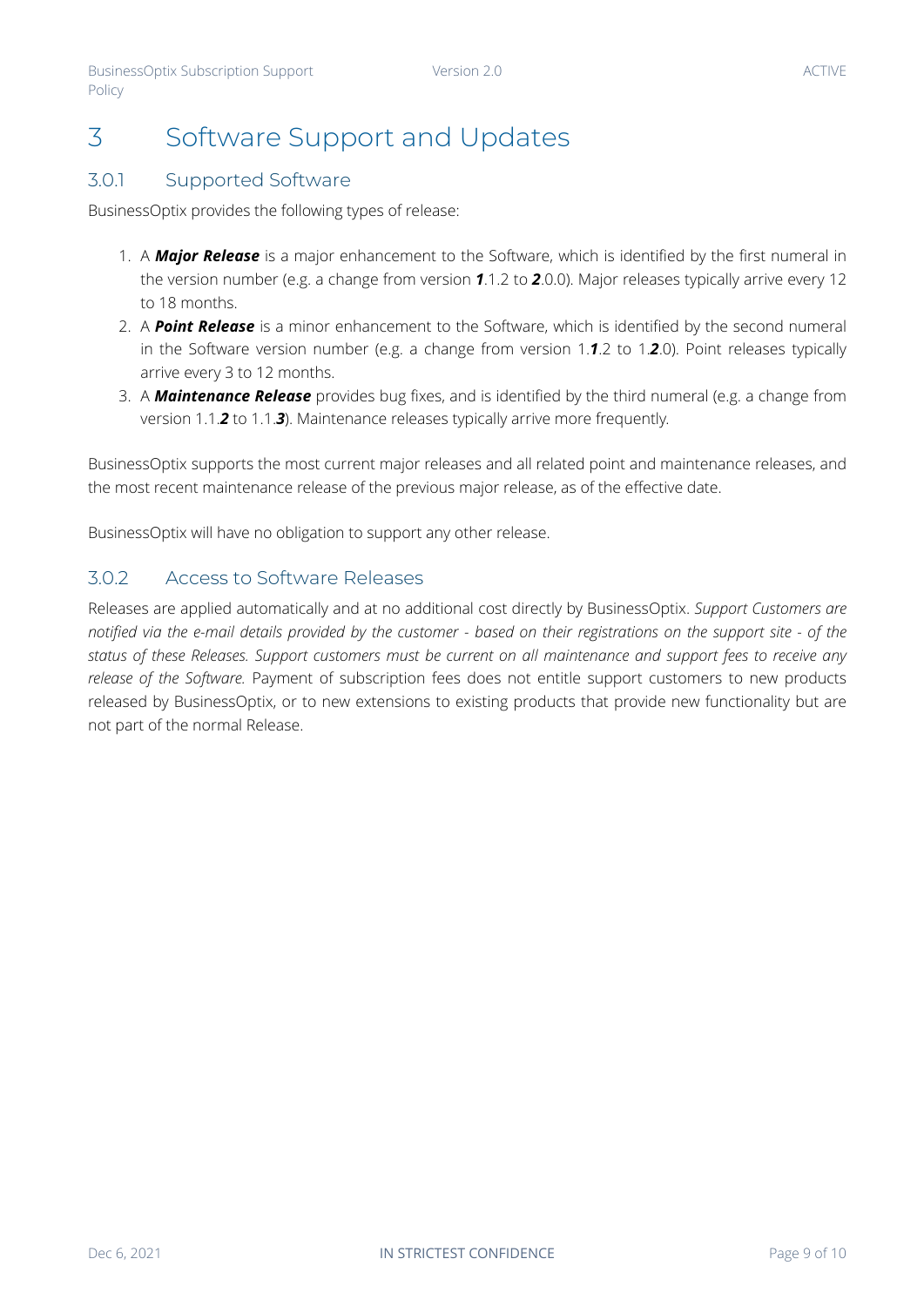# 3 Software Support and Updates

## 3.0.1 Supported Software

BusinessOptix provides the following types of release:

1. A ***Major Release*** is a major enhancement to the Software, which is identified by the first numeral in the version number (e.g. a change from version ***1***.1.2 to ***2***.0.0). Major releases typically arrive every 12 to 18 months.
2. A ***Point Release*** is a minor enhancement to the Software, which is identified by the second numeral in the Software version number (e.g. a change from version 1.***1***.2 to 1.***2***.0). Point releases typically arrive every 3 to 12 months.
3. A ***Maintenance Release*** provides bug fixes, and is identified by the third numeral (e.g. a change from version 1.1.***2*** to 1.1.***3***). Maintenance releases typically arrive more frequently.

BusinessOptix supports the most current major releases and all related point and maintenance releases, and the most recent maintenance release of the previous major release, as of the effective date.

BusinessOptix will have no obligation to support any other release.

## 3.0.2 Access to Software Releases

Releases are applied automatically and at no additional cost directly by BusinessOptix. *Support Customers are notified via the e-mail details provided by the customer - based on their registrations on the support site - of the status of these Releases. Support customers must be current on all maintenance and support fees to receive any release of the Software.* Payment of subscription fees does not entitle support customers to new products released by BusinessOptix, or to new extensions to existing products that provide new functionality but are not part of the normal Release.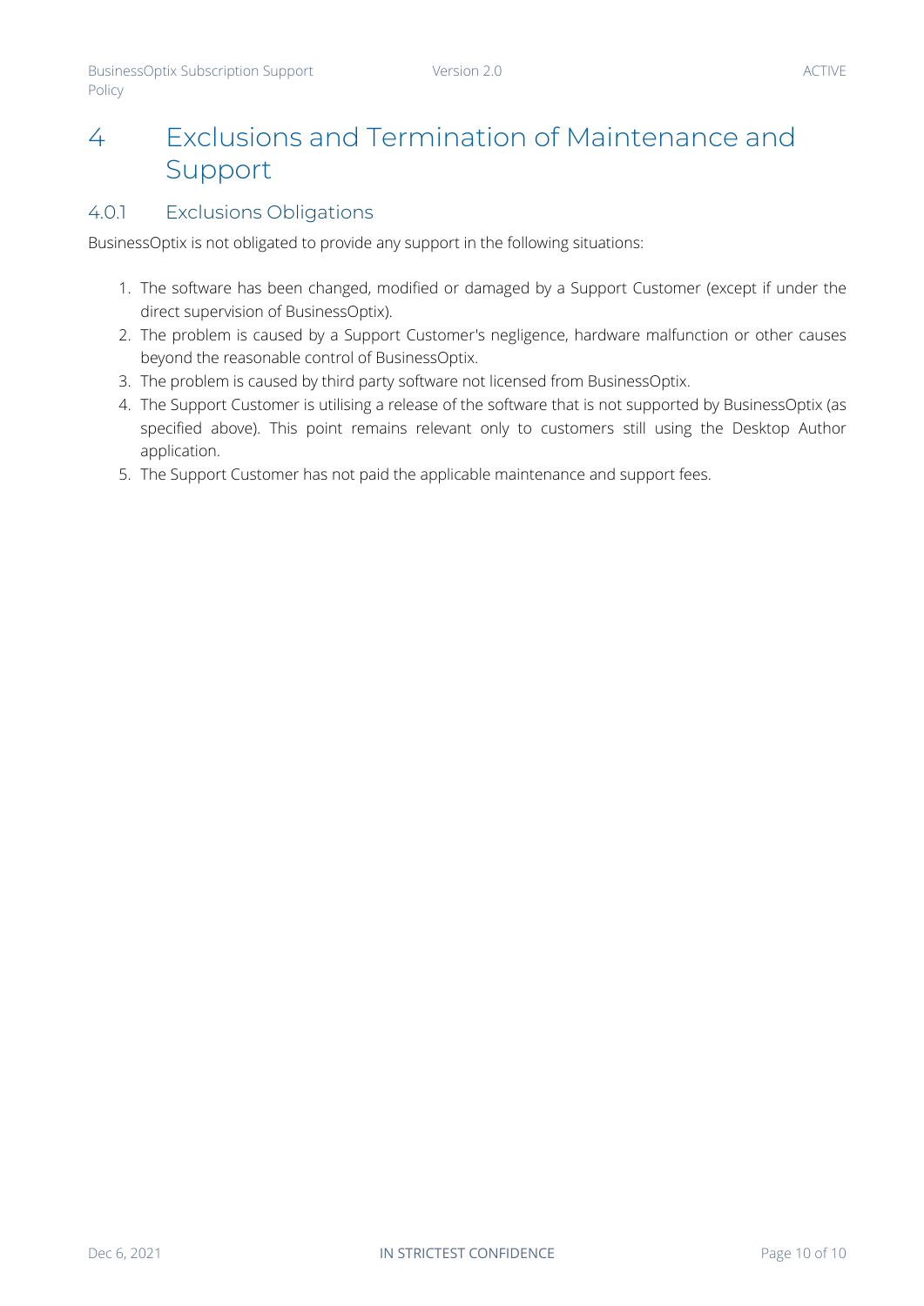# 4 Exclusions and Termination of Maintenance and Support

### 4.0.1 Exclusions Obligations

BusinessOptix is not obligated to provide any support in the following situations:

1. The software has been changed, modified or damaged by a Support Customer (except if under the direct supervision of BusinessOptix).
2. The problem is caused by a Support Customer's negligence, hardware malfunction or other causes beyond the reasonable control of BusinessOptix.
3. The problem is caused by third party software not licensed from BusinessOptix.
4. The Support Customer is utilising a release of the software that is not supported by BusinessOptix (as specified above). This point remains relevant only to customers still using the Desktop Author application.
5. The Support Customer has not paid the applicable maintenance and support fees.